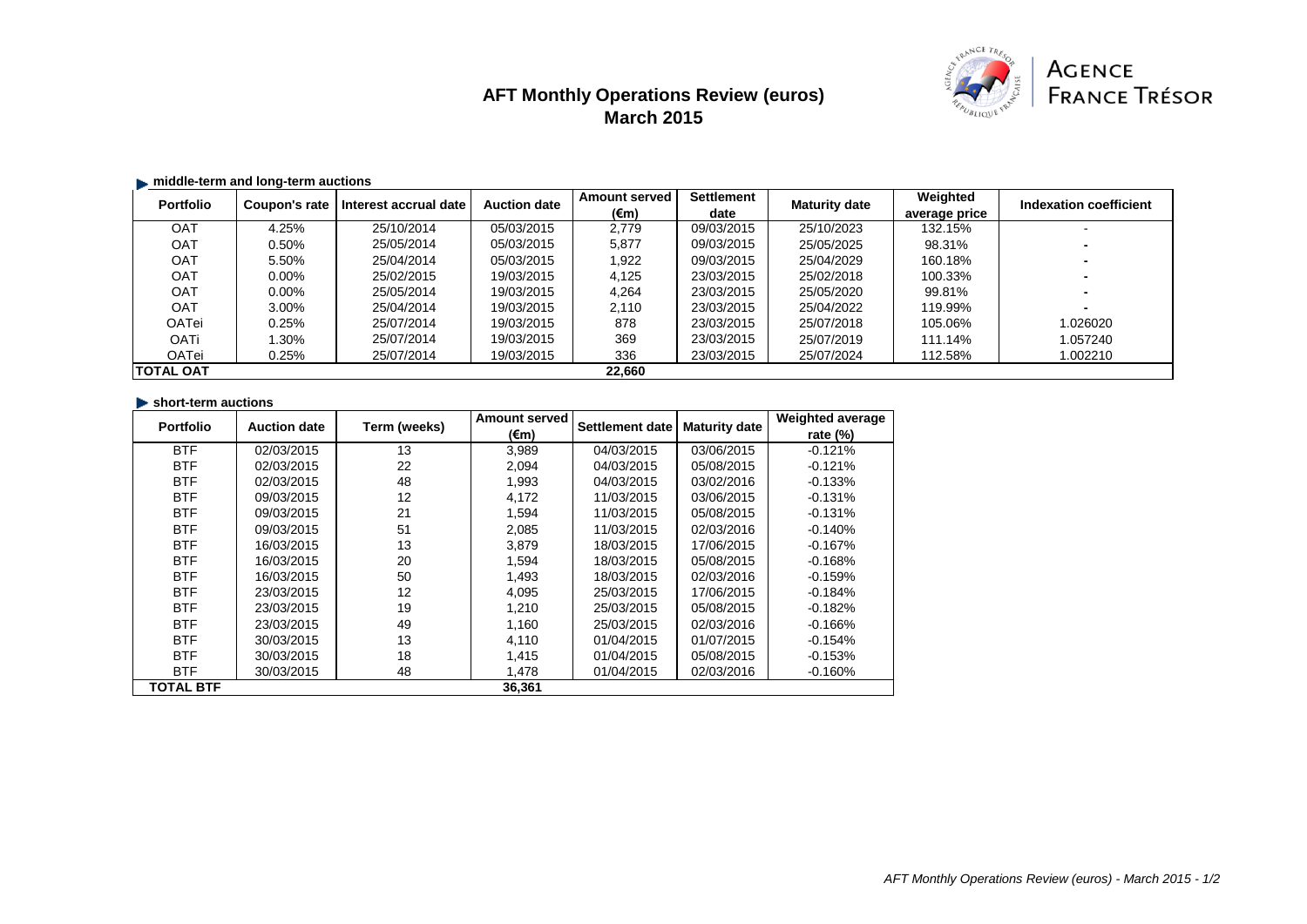# AFT Monthly Operations Review (euros)
## March 2015

AGENCE FRANCE TRÉSOR

### middle-term and long-term auctions

| Portfolio | Coupon's rate | Interest accrual date | Auction date | Amount served (€m) | Settlement date | Maturity date | Weighted average price | Indexation coefficient |
|---|---|---|---|---|---|---|---|---|
| OAT | 4.25% | 25/10/2014 | 05/03/2015 | 2,779 | 09/03/2015 | 25/10/2023 | 132.15% | - |
| OAT | 0.50% | 25/05/2014 | 05/03/2015 | 5,877 | 09/03/2015 | 25/05/2025 | 98.31% | - |
| OAT | 5.50% | 25/04/2014 | 05/03/2015 | 1,922 | 09/03/2015 | 25/04/2029 | 160.18% | - |
| OAT | 0.00% | 25/02/2015 | 19/03/2015 | 4,125 | 23/03/2015 | 25/02/2018 | 100.33% | - |
| OAT | 0.00% | 25/05/2014 | 19/03/2015 | 4,264 | 23/03/2015 | 25/05/2020 | 99.81% | - |
| OAT | 3.00% | 25/04/2014 | 19/03/2015 | 2,110 | 23/03/2015 | 25/04/2022 | 119.99% | - |
| OATei | 0.25% | 25/07/2014 | 19/03/2015 | 878 | 23/03/2015 | 25/07/2018 | 105.06% | 1.026020 |
| OATi | 1.30% | 25/07/2014 | 19/03/2015 | 369 | 23/03/2015 | 25/07/2019 | 111.14% | 1.057240 |
| OATei | 0.25% | 25/07/2014 | 19/03/2015 | 336 | 23/03/2015 | 25/07/2024 | 112.58% | 1.002210 |
| **TOTAL OAT** | | | | **22,660** | | | | |

### short-term auctions

| Portfolio | Auction date | Term (weeks) | Amount served (€m) | Settlement date | Maturity date | Weighted average rate (%) |
|---|---|---|---|---|---|---|
| BTF | 02/03/2015 | 13 | 3,989 | 04/03/2015 | 03/06/2015 | -0.121% |
| BTF | 02/03/2015 | 22 | 2,094 | 04/03/2015 | 05/08/2015 | -0.121% |
| BTF | 02/03/2015 | 48 | 1,993 | 04/03/2015 | 03/02/2016 | -0.133% |
| BTF | 09/03/2015 | 12 | 4,172 | 11/03/2015 | 03/06/2015 | -0.131% |
| BTF | 09/03/2015 | 21 | 1,594 | 11/03/2015 | 05/08/2015 | -0.131% |
| BTF | 09/03/2015 | 51 | 2,085 | 11/03/2015 | 02/03/2016 | -0.140% |
| BTF | 16/03/2015 | 13 | 3,879 | 18/03/2015 | 17/06/2015 | -0.167% |
| BTF | 16/03/2015 | 20 | 1,594 | 18/03/2015 | 05/08/2015 | -0.168% |
| BTF | 16/03/2015 | 50 | 1,493 | 18/03/2015 | 02/03/2016 | -0.159% |
| BTF | 23/03/2015 | 12 | 4,095 | 25/03/2015 | 17/06/2015 | -0.184% |
| BTF | 23/03/2015 | 19 | 1,210 | 25/03/2015 | 05/08/2015 | -0.182% |
| BTF | 23/03/2015 | 49 | 1,160 | 25/03/2015 | 02/03/2016 | -0.166% |
| BTF | 30/03/2015 | 13 | 4,110 | 01/04/2015 | 01/07/2015 | -0.154% |
| BTF | 30/03/2015 | 18 | 1,415 | 01/04/2015 | 05/08/2015 | -0.153% |
| BTF | 30/03/2015 | 48 | 1,478 | 01/04/2015 | 02/03/2016 | -0.160% |
| **TOTAL BTF** | | | **36,361** | | | |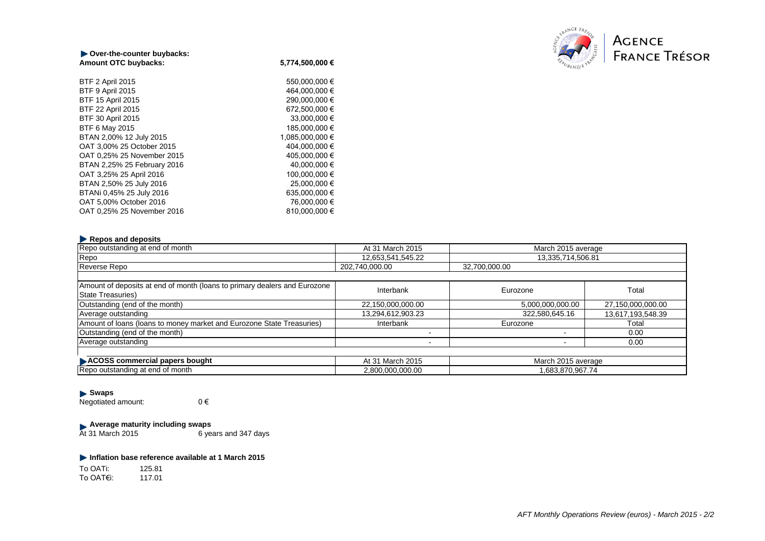AGENCE FRANCE TRÉSOR

### Over-the-counter buybacks:

| **Amount OTC buybacks:** | **5,774,500,000 €** |
|---|---|
| BTF 2 April 2015 | 550,000,000 € |
| BTF 9 April 2015 | 464,000,000 € |
| BTF 15 April 2015 | 290,000,000 € |
| BTF 22 April 2015 | 672,500,000 € |
| BTF 30 April 2015 | 33,000,000 € |
| BTF 6 May 2015 | 185,000,000 € |
| BTAN 2,00% 12 July 2015 | 1,085,000,000 € |
| OAT 3,00% 25 October 2015 | 404,000,000 € |
| OAT 0,25% 25 November 2015 | 405,000,000 € |
| BTAN 2,25% 25 February 2016 | 40,000,000 € |
| OAT 3,25% 25 April 2016 | 100,000,000 € |
| BTAN 2,50% 25 July 2016 | 25,000,000 € |
| BTANi 0,45% 25 July 2016 | 635,000,000 € |
| OAT 5,00% October 2016 | 76,000,000 € |
| OAT 0,25% 25 November 2016 | 810,000,000 € |

### Repos and deposits

| Repo outstanding at end of month | At 31 March 2015 | March 2015 average | |
|---|---|---|---|
| Repo | 12,653,541,545.22 | 13,335,714,506.81 | |
| Reverse Repo | 202,740,000.00 | 32,700,000.00 | |
| | | | |
| Amount of deposits at end of month (loans to primary dealers and Eurozone State Treasuries) | Interbank | Eurozone | Total |
| Outstanding (end of the month) | 22,150,000,000.00 | 5,000,000,000.00 | 27,150,000,000.00 |
| Average outstanding | 13,294,612,903.23 | 322,580,645.16 | 13,617,193,548.39 |
| Amount of loans (loans to money market and Eurozone State Treasuries) | Interbank | Eurozone | Total |
| Outstanding (end of the month) | - | - | 0.00 |
| Average outstanding | - | - | 0.00 |
| | | | |
| **ACOSS commercial papers bought** | At 31 March 2015 | March 2015 average | |
| Repo outstanding at end of month | 2,800,000,000.00 | 1,683,870,967.74 | |

### Swaps

Negotiated amount: 0 €

### Average maturity including swaps

At 31 March 2015 6 years and 347 days

### Inflation base reference available at 1 March 2015

To OATi: 125.81

To OAT€i: 117.01